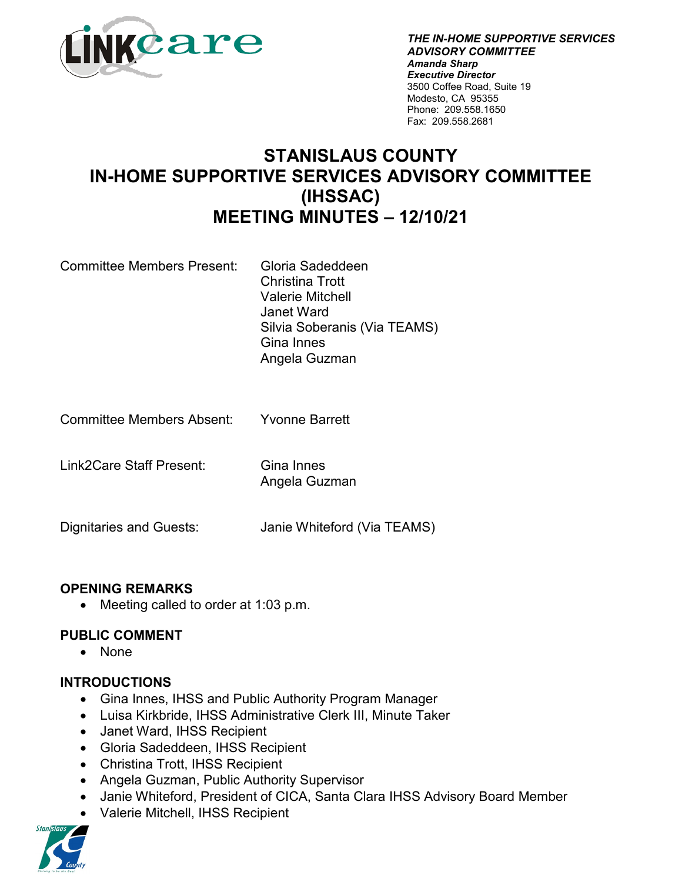*THE IN-HOME SUPPORTIVE SERVICES ADVISORY COMMITTEE*
***Amanda Sharp***
***Executive Director***
3500 Coffee Road, Suite 19
Modesto, CA 95355
Phone: 209.558.1650
Fax: 209.558.2681

# STANISLAUS COUNTY IN-HOME SUPPORTIVE SERVICES ADVISORY COMMITTEE (IHSSAC) MEETING MINUTES – 12/10/21

| | |
|---|---|
| Committee Members Present: | Gloria Sadeddeen<br>Christina Trott<br>Valerie Mitchell<br>Janet Ward<br>Silvia Soberanis (Via TEAMS)<br>Gina Innes<br>Angela Guzman |
| Committee Members Absent: | Yvonne Barrett |
| Link2Care Staff Present: | Gina Innes<br>Angela Guzman |
| Dignitaries and Guests: | Janie Whiteford (Via TEAMS) |

## OPENING REMARKS

- Meeting called to order at 1:03 p.m.

## PUBLIC COMMENT

- None

## INTRODUCTIONS

- Gina Innes, IHSS and Public Authority Program Manager
- Luisa Kirkbride, IHSS Administrative Clerk III, Minute Taker
- Janet Ward, IHSS Recipient
- Gloria Sadeddeen, IHSS Recipient
- Christina Trott, IHSS Recipient
- Angela Guzman, Public Authority Supervisor
- Janie Whiteford, President of CICA, Santa Clara IHSS Advisory Board Member
- Valerie Mitchell, IHSS Recipient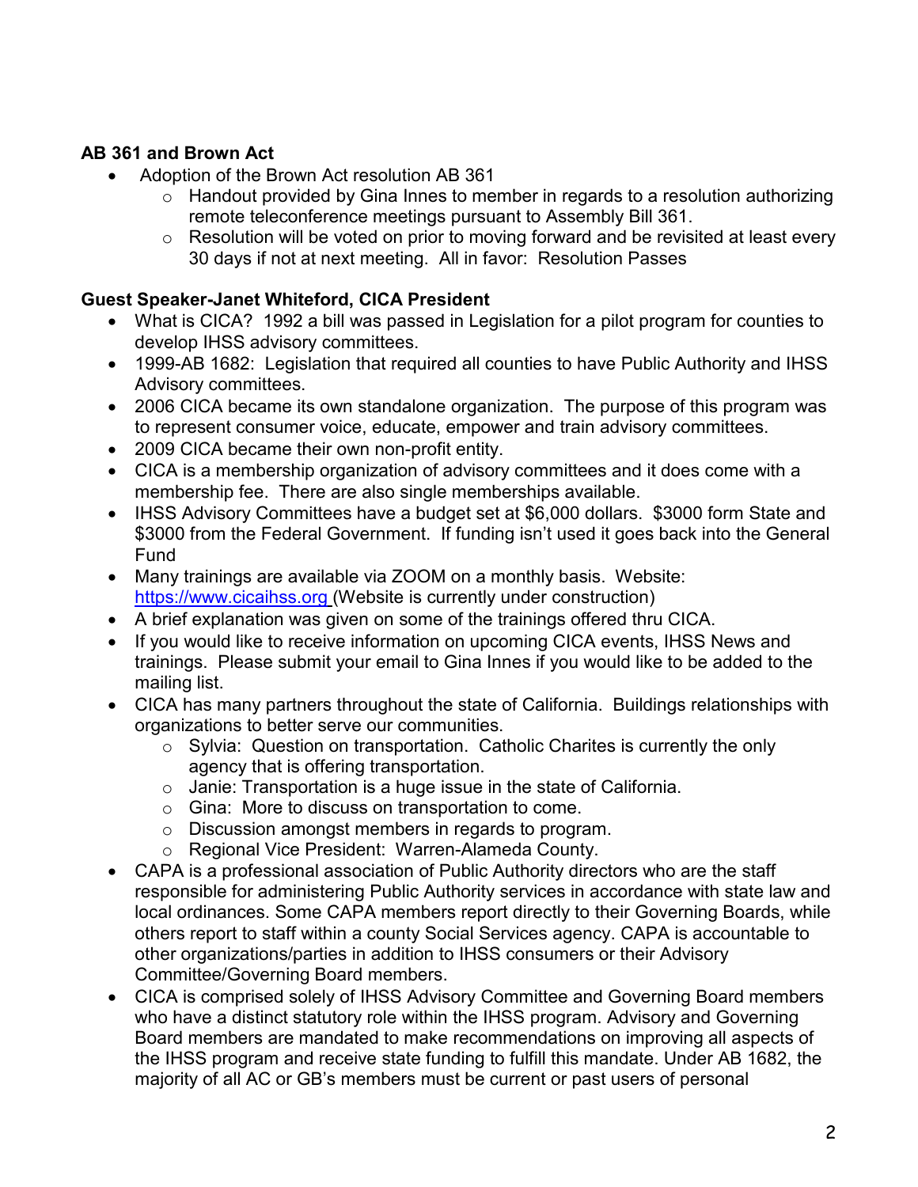**AB 361 and Brown Act**

- Adoption of the Brown Act resolution AB 361
  - Handout provided by Gina Innes to member in regards to a resolution authorizing remote teleconference meetings pursuant to Assembly Bill 361.
  - Resolution will be voted on prior to moving forward and be revisited at least every 30 days if not at next meeting. All in favor: Resolution Passes

**Guest Speaker-Janet Whiteford, CICA President**

- What is CICA? 1992 a bill was passed in Legislation for a pilot program for counties to develop IHSS advisory committees.
- 1999-AB 1682: Legislation that required all counties to have Public Authority and IHSS Advisory committees.
- 2006 CICA became its own standalone organization. The purpose of this program was to represent consumer voice, educate, empower and train advisory committees.
- 2009 CICA became their own non-profit entity.
- CICA is a membership organization of advisory committees and it does come with a membership fee. There are also single memberships available.
- IHSS Advisory Committees have a budget set at $6,000 dollars. $3000 form State and $3000 from the Federal Government. If funding isn't used it goes back into the General Fund
- Many trainings are available via ZOOM on a monthly basis. Website: [https://www.cicaihss.org](https://www.cicaihss.org) (Website is currently under construction)
- A brief explanation was given on some of the trainings offered thru CICA.
- If you would like to receive information on upcoming CICA events, IHSS News and trainings. Please submit your email to Gina Innes if you would like to be added to the mailing list.
- CICA has many partners throughout the state of California. Buildings relationships with organizations to better serve our communities.
  - Sylvia: Question on transportation. Catholic Charites is currently the only agency that is offering transportation.
  - Janie: Transportation is a huge issue in the state of California.
  - Gina: More to discuss on transportation to come.
  - Discussion amongst members in regards to program.
  - Regional Vice President: Warren-Alameda County.
- CAPA is a professional association of Public Authority directors who are the staff responsible for administering Public Authority services in accordance with state law and local ordinances. Some CAPA members report directly to their Governing Boards, while others report to staff within a county Social Services agency. CAPA is accountable to other organizations/parties in addition to IHSS consumers or their Advisory Committee/Governing Board members.
- CICA is comprised solely of IHSS Advisory Committee and Governing Board members who have a distinct statutory role within the IHSS program. Advisory and Governing Board members are mandated to make recommendations on improving all aspects of the IHSS program and receive state funding to fulfill this mandate. Under AB 1682, the majority of all AC or GB's members must be current or past users of personal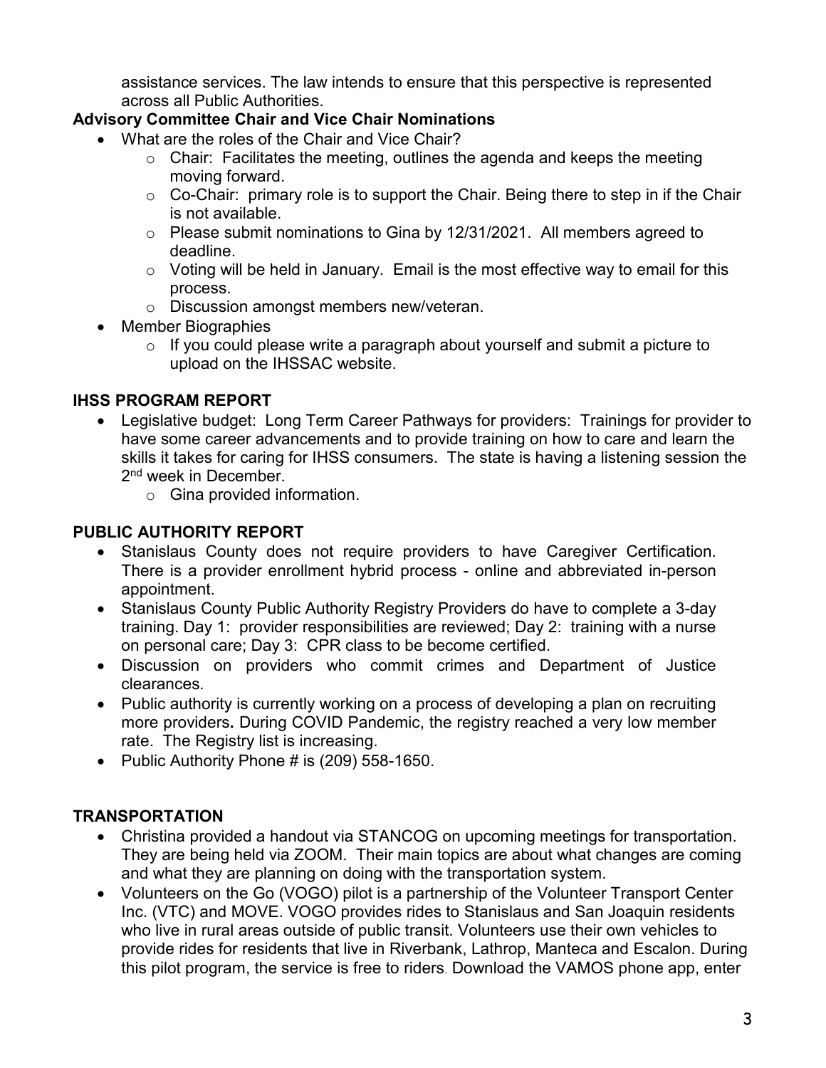assistance services. The law intends to ensure that this perspective is represented across all Public Authorities.

**Advisory Committee Chair and Vice Chair Nominations**

- What are the roles of the Chair and Vice Chair?
  - Chair: Facilitates the meeting, outlines the agenda and keeps the meeting moving forward.
  - Co-Chair: primary role is to support the Chair. Being there to step in if the Chair is not available.
  - Please submit nominations to Gina by 12/31/2021. All members agreed to deadline.
  - Voting will be held in January. Email is the most effective way to email for this process.
  - Discussion amongst members new/veteran.
- Member Biographies
  - If you could please write a paragraph about yourself and submit a picture to upload on the IHSSAC website.

## IHSS PROGRAM REPORT

- Legislative budget: Long Term Career Pathways for providers: Trainings for provider to have some career advancements and to provide training on how to care and learn the skills it takes for caring for IHSS consumers. The state is having a listening session the 2nd week in December.
  - Gina provided information.

## PUBLIC AUTHORITY REPORT

- Stanislaus County does not require providers to have Caregiver Certification. There is a provider enrollment hybrid process - online and abbreviated in-person appointment.
- Stanislaus County Public Authority Registry Providers do have to complete a 3-day training. Day 1: provider responsibilities are reviewed; Day 2: training with a nurse on personal care; Day 3: CPR class to be become certified.
- Discussion on providers who commit crimes and Department of Justice clearances.
- Public authority is currently working on a process of developing a plan on recruiting more providers**.** During COVID Pandemic, the registry reached a very low member rate. The Registry list is increasing.
- Public Authority Phone # is (209) 558-1650.

## TRANSPORTATION

- Christina provided a handout via STANCOG on upcoming meetings for transportation. They are being held via ZOOM. Their main topics are about what changes are coming and what they are planning on doing with the transportation system.
- Volunteers on the Go (VOGO) pilot is a partnership of the Volunteer Transport Center Inc. (VTC) and MOVE. VOGO provides rides to Stanislaus and San Joaquin residents who live in rural areas outside of public transit. Volunteers use their own vehicles to provide rides for residents that live in Riverbank, Lathrop, Manteca and Escalon. During this pilot program, the service is free to riders. Download the VAMOS phone app, enter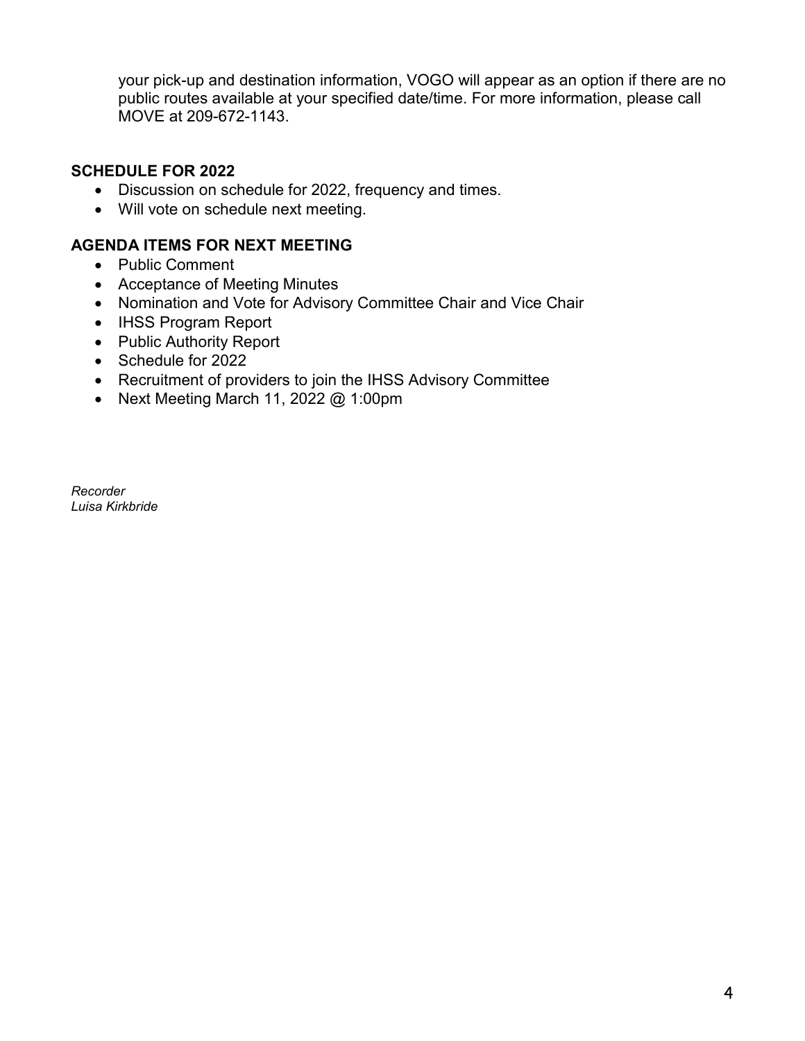your pick-up and destination information, VOGO will appear as an option if there are no public routes available at your specified date/time. For more information, please call MOVE at 209-672-1143.

**SCHEDULE FOR 2022**

- Discussion on schedule for 2022, frequency and times.
- Will vote on schedule next meeting.

**AGENDA ITEMS FOR NEXT MEETING**

- Public Comment
- Acceptance of Meeting Minutes
- Nomination and Vote for Advisory Committee Chair and Vice Chair
- IHSS Program Report
- Public Authority Report
- Schedule for 2022
- Recruitment of providers to join the IHSS Advisory Committee
- Next Meeting March 11, 2022 @ 1:00pm

*Recorder*
*Luisa Kirkbride*